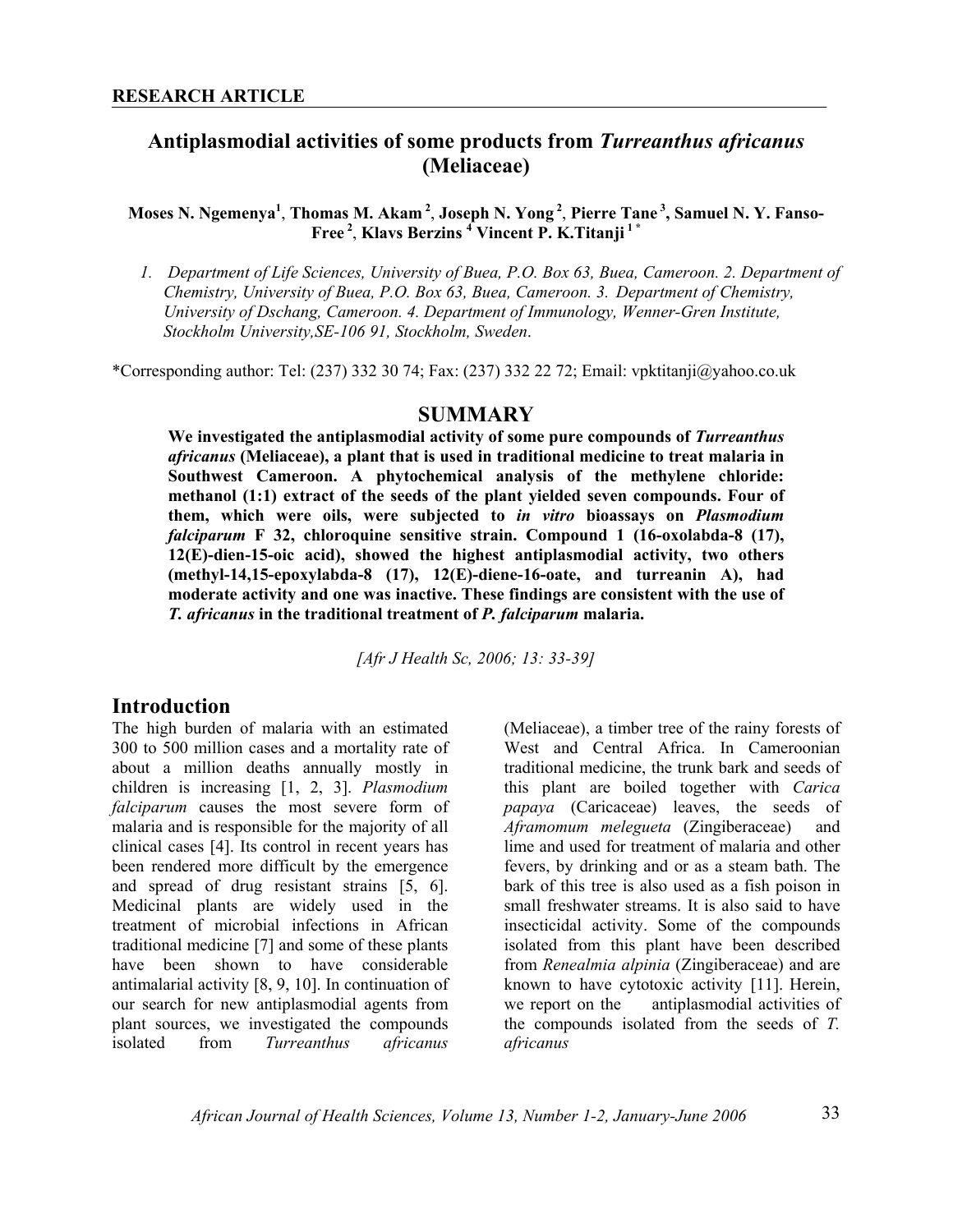**RESEARCH ARTICLE**

# Antiplasmodial activities of some products from *Turreanthus africanus* (Meliaceae)

**Moses N. Ngemenya[1], Thomas M. Akam [2], Joseph N. Yong [2], Pierre Tane [3], Samuel N. Y. Fanso-Free [2], Klavs Berzins [4] Vincent P. K.Titanji [1 *]**

1. *Department of Life Sciences, University of Buea, P.O. Box 63, Buea, Cameroon. 2. Department of Chemistry, University of Buea, P.O. Box 63, Buea, Cameroon. 3. Department of Chemistry, University of Dschang, Cameroon. 4. Department of Immunology, Wenner-Gren Institute, Stockholm University,SE-106 91, Stockholm, Sweden.*

*Corresponding author: Tel: (237) 332 30 74; Fax: (237) 332 22 72; Email: vpktitanji@yahoo.co.uk

## SUMMARY

**We investigated the antiplasmodial activity of some pure compounds of *Turreanthus africanus* (Meliaceae), a plant that is used in traditional medicine to treat malaria in Southwest Cameroon. A phytochemical analysis of the methylene chloride: methanol (1:1) extract of the seeds of the plant yielded seven compounds. Four of them, which were oils, were subjected to *in vitro* bioassays on *Plasmodium falciparum* F 32, chloroquine sensitive strain. Compound 1 (16-oxolabda-8 (17), 12(E)-dien-15-oic acid), showed the highest antiplasmodial activity, two others (methyl-14,15-epoxylabda-8 (17), 12(E)-diene-16-oate, and turreanin A), had moderate activity and one was inactive. These findings are consistent with the use of *T. africanus* in the traditional treatment of *P. falciparum* malaria.**

*[Afr J Health Sc, 2006; 13: 33-39]*

## Introduction

The high burden of malaria with an estimated 300 to 500 million cases and a mortality rate of about a million deaths annually mostly in children is increasing [1, 2, 3]. *Plasmodium falciparum* causes the most severe form of malaria and is responsible for the majority of all clinical cases [4]. Its control in recent years has been rendered more difficult by the emergence and spread of drug resistant strains [5, 6]. Medicinal plants are widely used in the treatment of microbial infections in African traditional medicine [7] and some of these plants have been shown to have considerable antimalarial activity [8, 9, 10]. In continuation of our search for new antiplasmodial agents from plant sources, we investigated the compounds isolated from *Turreanthus africanus* (Meliaceae), a timber tree of the rainy forests of West and Central Africa. In Cameroonian traditional medicine, the trunk bark and seeds of this plant are boiled together with *Carica papaya* (Caricaceae) leaves, the seeds of *Aframomum melegueta* (Zingiberaceae) and lime and used for treatment of malaria and other fevers, by drinking and or as a steam bath. The bark of this tree is also used as a fish poison in small freshwater streams. It is also said to have insecticidal activity. Some of the compounds isolated from this plant have been described from *Renealmia alpinia* (Zingiberaceae) and are known to have cytotoxic activity [11]. Herein, we report on the antiplasmodial activities of the compounds isolated from the seeds of *T. africanus*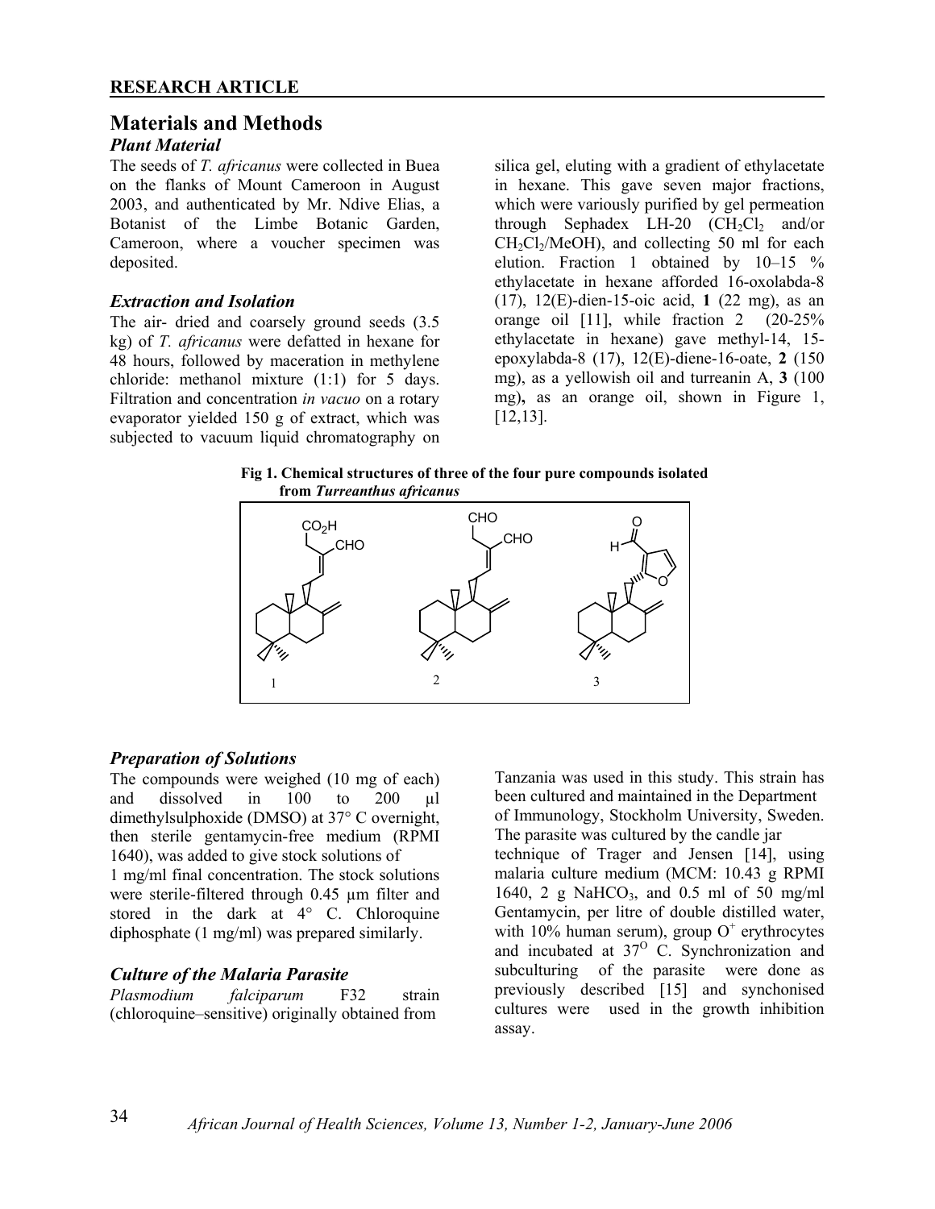## Materials and Methods

### *Plant Material*

The seeds of *T. africanus* were collected in Buea on the flanks of Mount Cameroon in August 2003, and authenticated by Mr. Ndive Elias, a Botanist of the Limbe Botanic Garden, Cameroon, where a voucher specimen was deposited.

### *Extraction and Isolation*

The air- dried and coarsely ground seeds (3.5 kg) of *T. africanus* were defatted in hexane for 48 hours, followed by maceration in methylene chloride: methanol mixture (1:1) for 5 days. Filtration and concentration *in vacuo* on a rotary evaporator yielded 150 g of extract, which was subjected to vacuum liquid chromatography on silica gel, eluting with a gradient of ethylacetate in hexane. This gave seven major fractions, which were variously purified by gel permeation through Sephadex LH-20 ($CH_2Cl_2$ and/or $CH_2Cl_2$/MeOH), and collecting 50 ml for each elution. Fraction 1 obtained by 10–15 % ethylacetate in hexane afforded 16-oxolabda-8 (17), 12(E)-dien-15-oic acid, **1** (22 mg), as an orange oil [11], while fraction 2 (20-25% ethylacetate in hexane) gave methyl-14, 15-epoxylabda-8 (17), 12(E)-diene-16-oate, **2** (150 mg), as a yellowish oil and turreanin A, **3** (100 mg), as an orange oil, shown in Figure 1, [12,13].

**Fig 1. Chemical structures of three of the four pure compounds isolated from *Turreanthus africanus***

### *Preparation of Solutions*

The compounds were weighed (10 mg of each) and dissolved in 100 to 200 µl dimethylsulphoxide (DMSO) at 37° C overnight, then sterile gentamycin-free medium (RPMI 1640), was added to give stock solutions of 1 mg/ml final concentration. The stock solutions were sterile-filtered through 0.45 µm filter and stored in the dark at 4° C. Chloroquine diphosphate (1 mg/ml) was prepared similarly.

### *Culture of the Malaria Parasite*

*Plasmodium falciparum* F32 strain (chloroquine–sensitive) originally obtained from Tanzania was used in this study. This strain has been cultured and maintained in the Department of Immunology, Stockholm University, Sweden. The parasite was cultured by the candle jar technique of Trager and Jensen [14], using malaria culture medium (MCM: 10.43 g RPMI 1640, 2 g $NaHCO_3$, and 0.5 ml of 50 mg/ml Gentamycin, per litre of double distilled water, with 10% human serum), group $O^+$ erythrocytes and incubated at $37^O$ C. Synchronization and subculturing of the parasite were done as previously described [15] and synchonised cultures were used in the growth inhibition assay.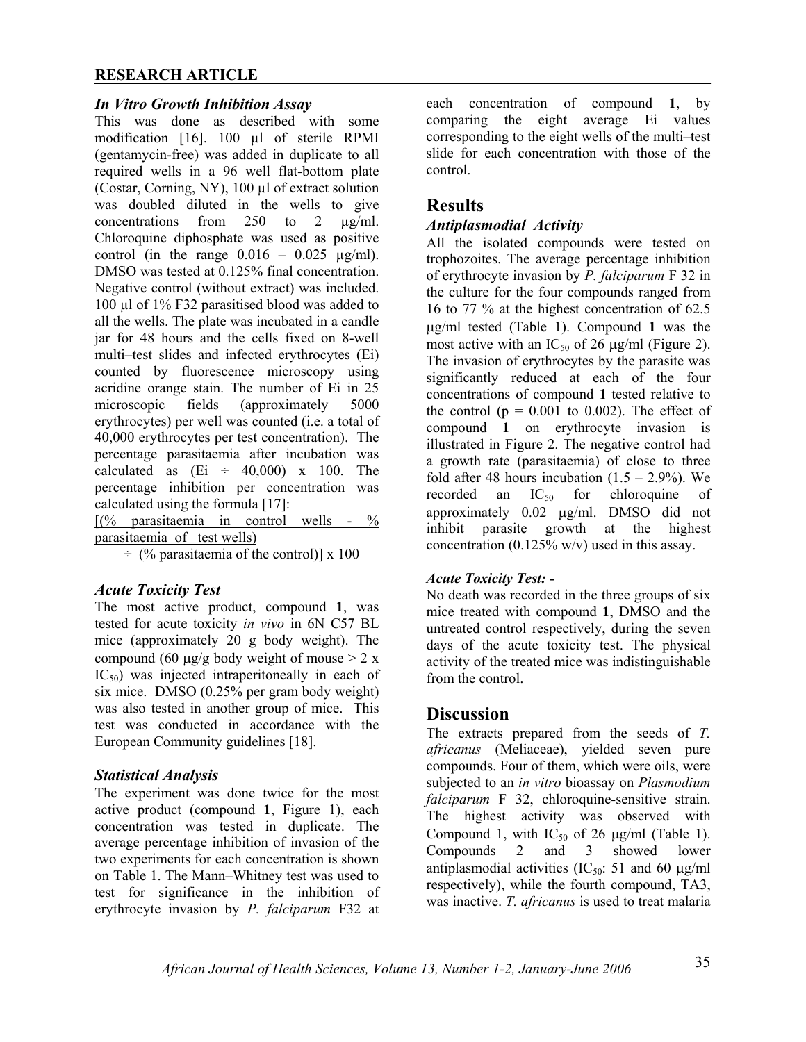**RESEARCH ARTICLE**

### *In Vitro Growth Inhibition Assay*

This was done as described with some modification [16]. 100 µl of sterile RPMI (gentamycin-free) was added in duplicate to all required wells in a 96 well flat-bottom plate (Costar, Corning, NY), 100 µl of extract solution was doubled diluted in the wells to give concentrations from 250 to 2 µg/ml. Chloroquine diphosphate was used as positive control (in the range 0.016 – 0.025 µg/ml). DMSO was tested at 0.125% final concentration. Negative control (without extract) was included. 100 µl of 1% F32 parasitised blood was added to all the wells. The plate was incubated in a candle jar for 48 hours and the cells fixed on 8-well multi–test slides and infected erythrocytes (Ei) counted by fluorescence microscopy using acridine orange stain. The number of Ei in 25 microscopic fields (approximately 5000 erythrocytes) per well was counted (i.e. a total of 40,000 erythrocytes per test concentration). The percentage parasitaemia after incubation was calculated as (Ei ÷ 40,000) x 100. The percentage inhibition per concentration was calculated using the formula [17]:

[(% parasitaemia in control wells - % parasitaemia of test wells) ÷ (% parasitaemia of the control)] x 100

### *Acute Toxicity Test*

The most active product, compound **1**, was tested for acute toxicity *in vivo* in 6N C57 BL mice (approximately 20 g body weight). The compound (60 µg/g body weight of mouse > 2 x $IC_{50}$) was injected intraperitoneally in each of six mice. DMSO (0.25% per gram body weight) was also tested in another group of mice. This test was conducted in accordance with the European Community guidelines [18].

### *Statistical Analysis*

The experiment was done twice for the most active product (compound **1**, Figure 1), each concentration was tested in duplicate. The average percentage inhibition of invasion of the two experiments for each concentration is shown on Table 1. The Mann–Whitney test was used to test for significance in the inhibition of erythrocyte invasion by *P. falciparum* F32 at each concentration of compound **1**, by comparing the eight average Ei values corresponding to the eight wells of the multi–test slide for each concentration with those of the control.

## Results

### *Antiplasmodial Activity*

All the isolated compounds were tested on trophozoites. The average percentage inhibition of erythrocyte invasion by *P. falciparum* F 32 in the culture for the four compounds ranged from 16 to 77 % at the highest concentration of 62.5 µg/ml tested (Table 1). Compound **1** was the most active with an $IC_{50}$ of 26 µg/ml (Figure 2). The invasion of erythrocytes by the parasite was significantly reduced at each of the four concentrations of compound **1** tested relative to the control ($p = 0.001$ to 0.002). The effect of compound **1** on erythrocyte invasion is illustrated in Figure 2. The negative control had a growth rate (parasitaemia) of close to three fold after 48 hours incubation (1.5 – 2.9%). We recorded an $IC_{50}$ for chloroquine of approximately 0.02 µg/ml. DMSO did not inhibit parasite growth at the highest concentration (0.125% w/v) used in this assay.

### *Acute Toxicity Test: -*

No death was recorded in the three groups of six mice treated with compound **1**, DMSO and the untreated control respectively, during the seven days of the acute toxicity test. The physical activity of the treated mice was indistinguishable from the control.

## Discussion

The extracts prepared from the seeds of *T. africanus* (Meliaceae), yielded seven pure compounds. Four of them, which were oils, were subjected to an *in vitro* bioassay on *Plasmodium falciparum* F 32, chloroquine-sensitive strain. The highest activity was observed with Compound 1, with $IC_{50}$ of 26 µg/ml (Table 1). Compounds 2 and 3 showed lower antiplasmodial activities ($IC_{50}$: 51 and 60 µg/ml respectively), while the fourth compound, TA3, was inactive. *T. africanus* is used to treat malaria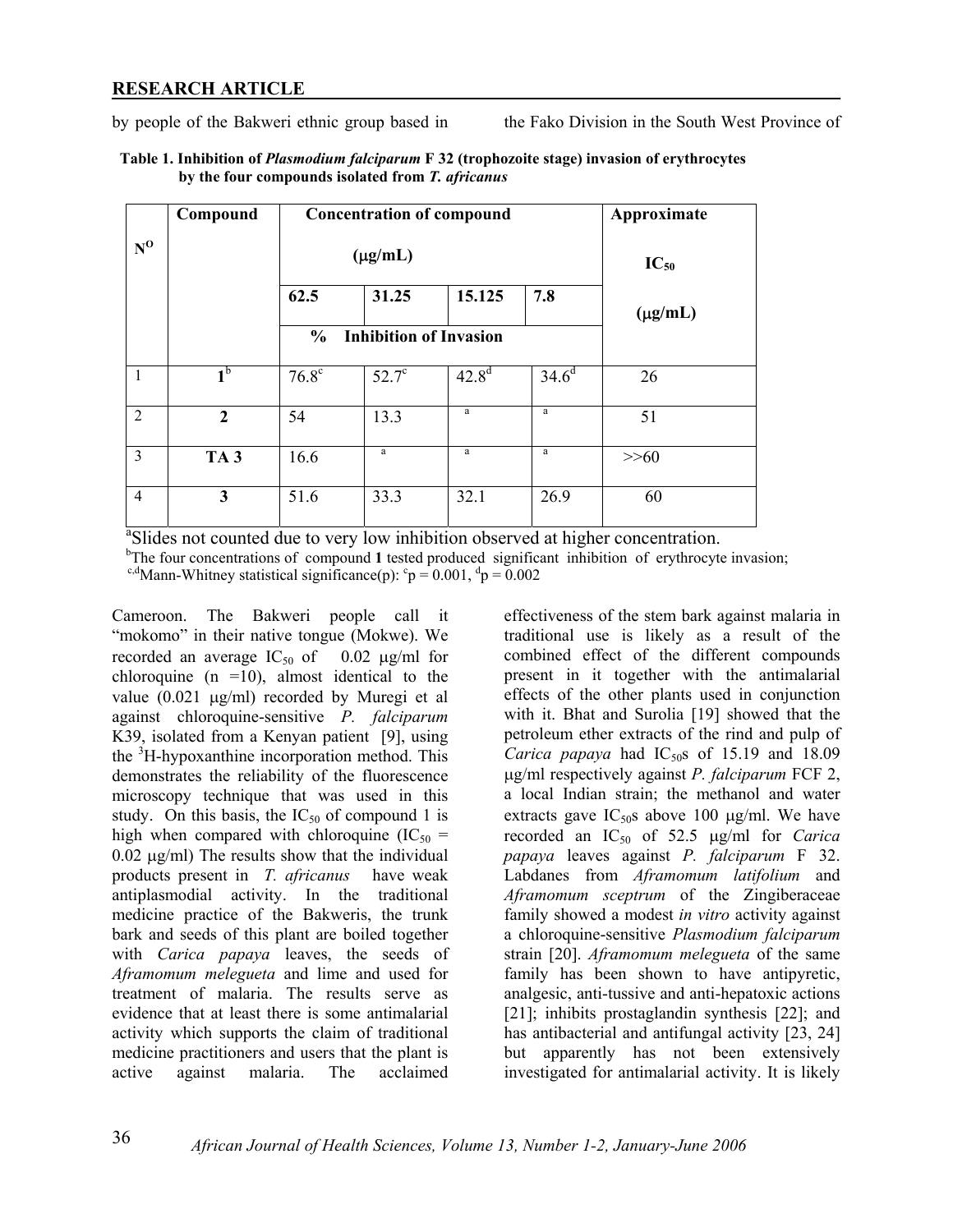by people of the Bakweri ethnic group based in the Fako Division in the South West Province of Cameroon. The Bakweri people call it "mokomo" in their native tongue (Mokwe). We recorded an average $IC_{50}$ of 0.02 μg/ml for chloroquine (n =10), almost identical to the value (0.021 μg/ml) recorded by Muregi et al against chloroquine-sensitive *P. falciparum* K39, isolated from a Kenyan patient [9], using the $^{3}$H-hypoxanthine incorporation method. This demonstrates the reliability of the fluorescence microscopy technique that was used in this study. On this basis, the $IC_{50}$ of compound 1 is high when compared with chloroquine ($IC_{50}$ = 0.02 μg/ml) The results show that the individual products present in *T. africanus* have weak antiplasmodial activity. In the traditional medicine practice of the Bakweris, the trunk bark and seeds of this plant are boiled together with *Carica papaya* leaves, the seeds of *Aframomum melegueta* and lime and used for treatment of malaria. The results serve as evidence that at least there is some antimalarial activity which supports the claim of traditional medicine practitioners and users that the plant is active against malaria. The acclaimed effectiveness of the stem bark against malaria in traditional use is likely as a result of the combined effect of the different compounds present in it together with the antimalarial effects of the other plants used in conjunction with it. Bhat and Surolia [19] showed that the petroleum ether extracts of the rind and pulp of *Carica papaya* had $IC_{50}$s of 15.19 and 18.09 μg/ml respectively against *P. falciparum* FCF 2, a local Indian strain; the methanol and water extracts gave $IC_{50}$s above 100 μg/ml. We have recorded an $IC_{50}$ of 52.5 μg/ml for *Carica papaya* leaves against *P. falciparum* F 32. Labdanes from *Aframomum latifolium* and *Aframomum sceptrum* of the Zingiberaceae family showed a modest *in vitro* activity against a chloroquine-sensitive *Plasmodium falciparum* strain [20]. *Aframomum melegueta* of the same family has been shown to have antipyretic, analgesic, anti-tussive and anti-hepatoxic actions [21]; inhibits prostaglandin synthesis [22]; and has antibacterial and antifungal activity [23, 24] but apparently has not been extensively investigated for antimalarial activity. It is likely

**Table 1. Inhibition of *Plasmodium falciparum* F 32 (trophozoite stage) invasion of erythrocytes by the four compounds isolated from *T. africanus***

| N$^{O}$ | Compound | Concentration of compound (μg/mL) | | | | Approximate $IC_{50}$ (μg/mL) |
|---|---|---|---|---|---|---|
| | | 62.5 | 31.25 | 15.125 | 7.8 | |
| | | % Inhibition of Invasion | | | | |
| 1 | **1**[b] | 76.8[c] | 52.7[c] | 42.8[d] | 34.6[d] | 26 |
| 2 | **2** | 54 | 13.3 | [a] | [a] | 51 |
| 3 | **TA 3** | 16.6 | [a] | [a] | [a] | >>60 |
| 4 | **3** | 51.6 | 33.3 | 32.1 | 26.9 | 60 |

[a]Slides not counted due to very low inhibition observed at higher concentration.
[b]The four concentrations of compound **1** tested produced significant inhibition of erythrocyte invasion;
[c,d]Mann-Whitney statistical significance(p): [c]p = 0.001, [d]p = 0.002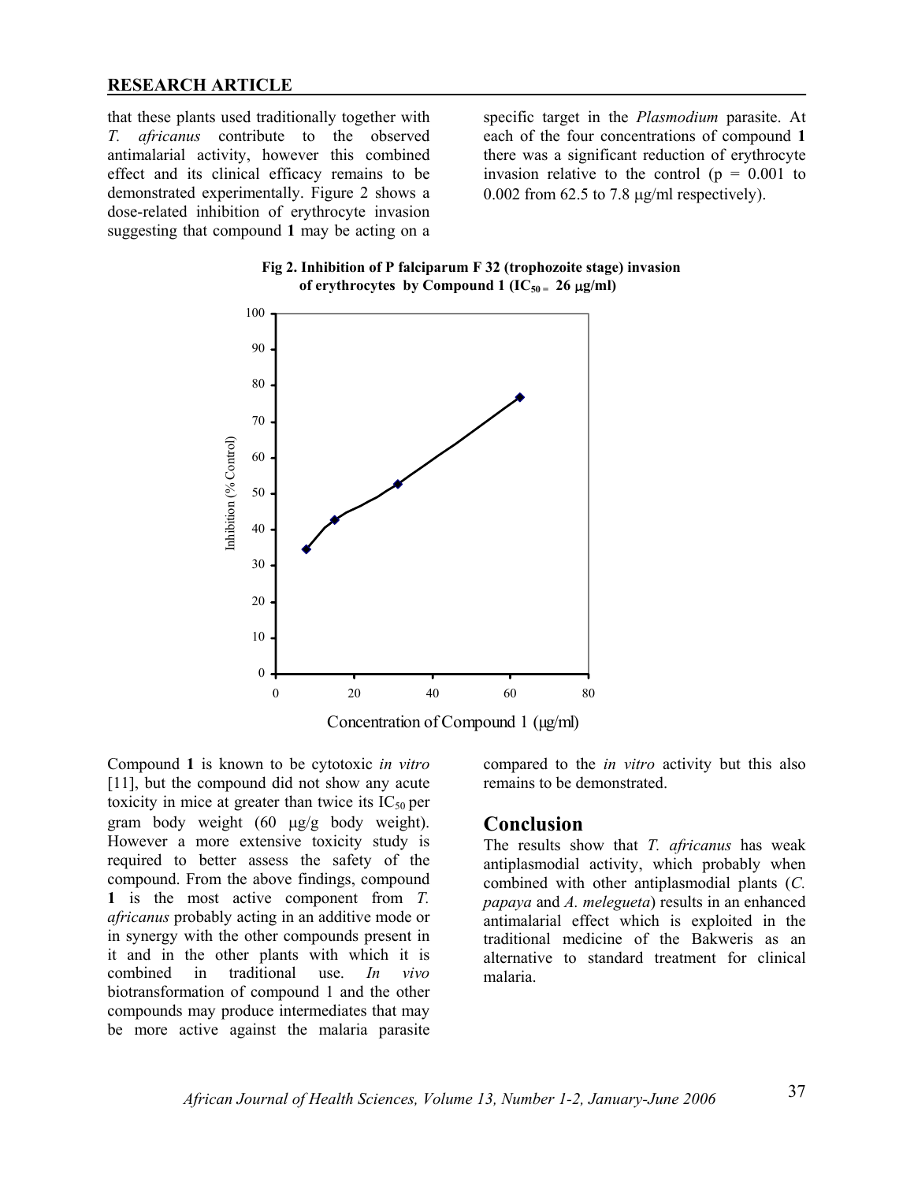that these plants used traditionally together with *T. africanus* contribute to the observed antimalarial activity, however this combined effect and its clinical efficacy remains to be demonstrated experimentally. Figure 2 shows a dose-related inhibition of erythrocyte invasion suggesting that compound **1** may be acting on a specific target in the *Plasmodium* parasite. At each of the four concentrations of compound **1** there was a significant reduction of erythrocyte invasion relative to the control ($p = 0.001$ to 0.002 from 62.5 to 7.8 μg/ml respectively).

**Fig 2. Inhibition of P falciparum F 32 (trophozoite stage) invasion of erythrocytes by Compound 1 ($IC_{50} = 26$ μg/ml)**

Compound **1** is known to be cytotoxic *in vitro* [11], but the compound did not show any acute toxicity in mice at greater than twice its $IC_{50}$ per gram body weight (60 μg/g body weight). However a more extensive toxicity study is required to better assess the safety of the compound. From the above findings, compound **1** is the most active component from *T. africanus* probably acting in an additive mode or in synergy with the other compounds present in it and in the other plants with which it is combined in traditional use. *In vivo* biotransformation of compound 1 and the other compounds may produce intermediates that may be more active against the malaria parasite compared to the *in vitro* activity but this also remains to be demonstrated.

## Conclusion

The results show that *T. africanus* has weak antiplasmodial activity, which probably when combined with other antiplasmodial plants (*C. papaya* and *A. melegueta*) results in an enhanced antimalarial effect which is exploited in the traditional medicine of the Bakweris as an alternative to standard treatment for clinical malaria.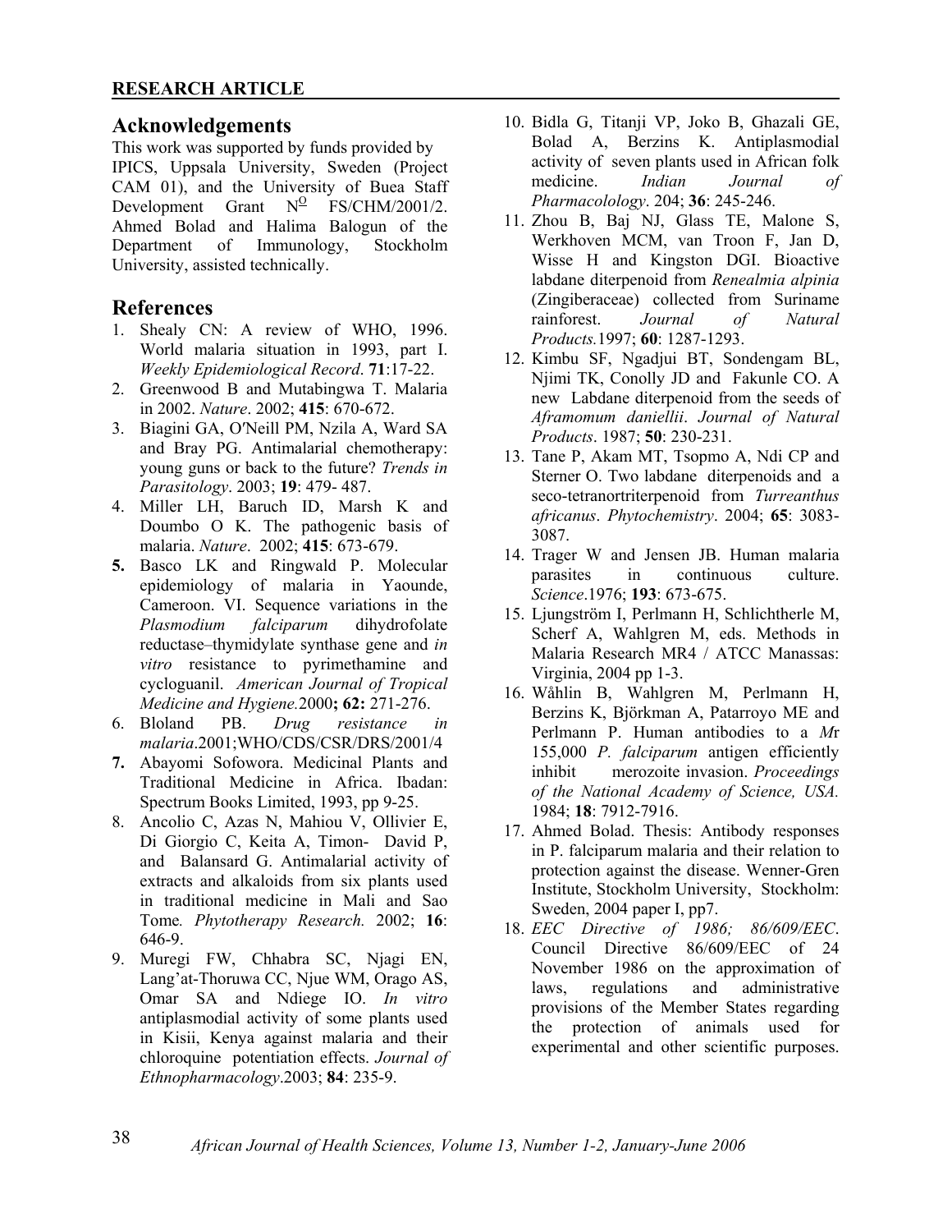## Acknowledgements

This work was supported by funds provided by IPICS, Uppsala University, Sweden (Project CAM 01), and the University of Buea Staff Development Grant N$^{\underline{O}}$ FS/CHM/2001/2. Ahmed Bolad and Halima Balogun of the Department of Immunology, Stockholm University, assisted technically.

## References

1. Shealy CN: A review of WHO, 1996. World malaria situation in 1993, part I. *Weekly Epidemiological Record*. **71**:17-22.
2. Greenwood B and Mutabingwa T. Malaria in 2002. *Nature*. 2002; **415**: 670-672.
3. Biagini GA, O′Neill PM, Nzila A, Ward SA and Bray PG. Antimalarial chemotherapy: young guns or back to the future? *Trends in Parasitology*. 2003; **19**: 479- 487.
4. Miller LH, Baruch ID, Marsh K and Doumbo O K. The pathogenic basis of malaria. *Nature*. 2002; **415**: 673-679.
5. Basco LK and Ringwald P. Molecular epidemiology of malaria in Yaounde, Cameroon. VI. Sequence variations in the *Plasmodium falciparum* dihydrofolate reductase–thymidylate synthase gene and *in vitro* resistance to pyrimethamine and cycloguanil. *American Journal of Tropical Medicine and Hygiene.*2000**; 62:** 271-276.
6. Bloland PB. *Drug resistance in malaria*.2001;WHO/CDS/CSR/DRS/2001/4
7. Abayomi Sofowora. Medicinal Plants and Traditional Medicine in Africa. Ibadan: Spectrum Books Limited, 1993, pp 9-25.
8. Ancolio C, Azas N, Mahiou V, Ollivier E, Di Giorgio C, Keita A, Timon- David P, and Balansard G. Antimalarial activity of extracts and alkaloids from six plants used in traditional medicine in Mali and Sao Tome*. Phytotherapy Research.* 2002; **16**: 646-9.
9. Muregi FW, Chhabra SC, Njagi EN, Lang'at-Thoruwa CC, Njue WM, Orago AS, Omar SA and Ndiege IO. *In vitro* antiplasmodial activity of some plants used in Kisii, Kenya against malaria and their chloroquine potentiation effects. *Journal of Ethnopharmacology*.2003; **84**: 235-9.
10. Bidla G, Titanji VP, Joko B, Ghazali GE, Bolad A, Berzins K. Antiplasmodial activity of seven plants used in African folk medicine. *Indian Journal of Pharmacolology*. 204; **36**: 245-246.
11. Zhou B, Baj NJ, Glass TE, Malone S, Werkhoven MCM, van Troon F, Jan D, Wisse H and Kingston DGI. Bioactive labdane diterpenoid from *Renealmia alpinia* (Zingiberaceae) collected from Suriname rainforest. *Journal of Natural Products.*1997; **60**: 1287-1293.
12. Kimbu SF, Ngadjui BT, Sondengam BL, Njimi TK, Conolly JD and Fakunle CO. A new Labdane diterpenoid from the seeds of *Aframomum daniellii*. *Journal of Natural Products*. 1987; **50**: 230-231.
13. Tane P, Akam MT, Tsopmo A, Ndi CP and Sterner O. Two labdane diterpenoids and a seco-tetranortriterpenoid from *Turreanthus africanus*. *Phytochemistry*. 2004; **65**: 3083-3087.
14. Trager W and Jensen JB. Human malaria parasites in continuous culture. *Science*.1976; **193**: 673-675.
15. Ljungström I, Perlmann H, Schlichtherle M, Scherf A, Wahlgren M, eds. Methods in Malaria Research MR4 / ATCC Manassas: Virginia, 2004 pp 1-3.
16. Wåhlin B, Wahlgren M, Perlmann H, Berzins K, Björkman A, Patarroyo ME and Perlmann P. Human antibodies to a *M*r 155,000 *P. falciparum* antigen efficiently inhibit merozoite invasion. *Proceedings of the National Academy of Science, USA.* 1984; **18**: 7912-7916.
17. Ahmed Bolad. Thesis: Antibody responses in P. falciparum malaria and their relation to protection against the disease. Wenner-Gren Institute, Stockholm University, Stockholm: Sweden, 2004 paper I, pp7.
18. *EEC Directive of 1986; 86/609/EEC*. Council Directive 86/609/EEC of 24 November 1986 on the approximation of laws, regulations and administrative provisions of the Member States regarding the protection of animals used for experimental and other scientific purposes.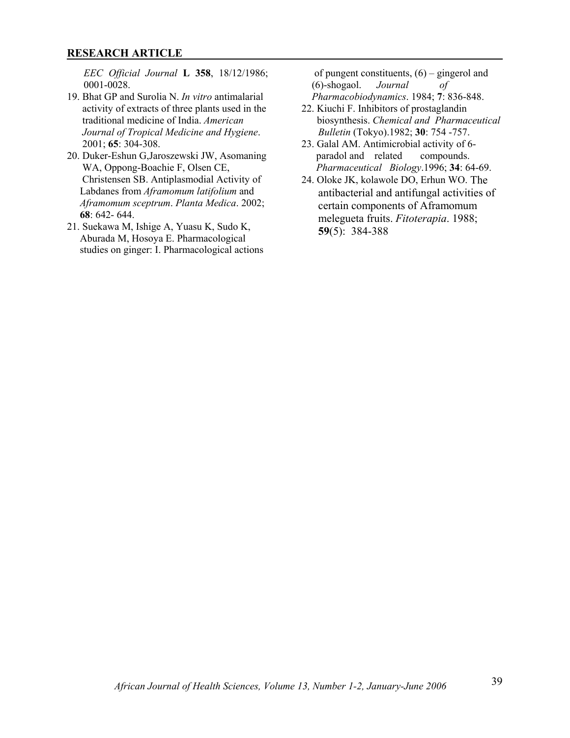*EEC Official Journal* **L 358**, 18/12/1986; 0001-0028.

19. Bhat GP and Surolia N. *In vitro* antimalarial activity of extracts of three plants used in the traditional medicine of India. *American Journal of Tropical Medicine and Hygiene*. 2001; **65**: 304-308.
20. Duker-Eshun G,Jaroszewski JW, Asomaning WA, Oppong-Boachie F, Olsen CE, Christensen SB. Antiplasmodial Activity of Labdanes from *Aframomum latifolium* and *Aframomum sceptrum*. *Planta Medica*. 2002; **68**: 642- 644.
21. Suekawa M, Ishige A, Yuasu K, Sudo K, Aburada M, Hosoya E. Pharmacological studies on ginger: I. Pharmacological actions of pungent constituents, (6) – gingerol and (6)-shogaol. *Journal of Pharmacobiodynamics*. 1984; **7**: 836-848.
22. Kiuchi F. Inhibitors of prostaglandin biosynthesis. *Chemical and Pharmaceutical Bulletin* (Tokyo).1982; **30**: 754 -757.
23. Galal AM. Antimicrobial activity of 6-paradol and related compounds. *Pharmaceutical Biology*.1996; **34**: 64-69.
24. Oloke JK, kolawole DO, Erhun WO. The antibacterial and antifungal activities of certain components of Aframomum melegueta fruits. *Fitoterapia*. 1988; **59**(5): 384-388